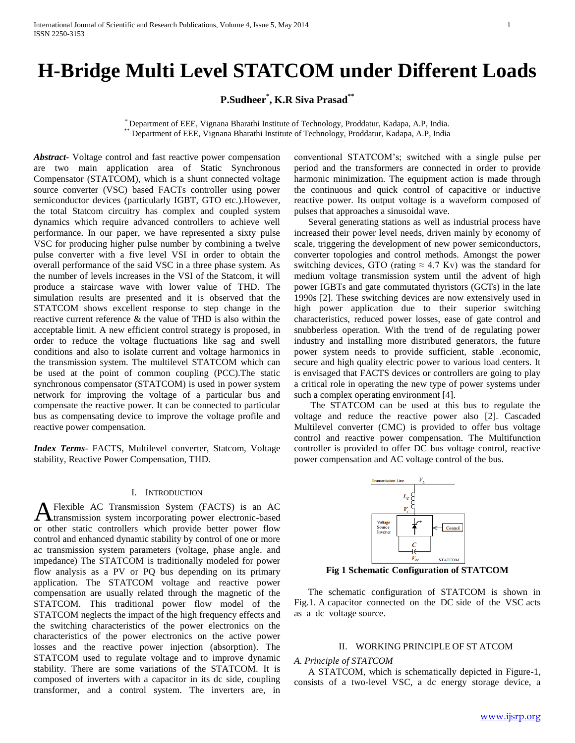# H-Bridge Multi Level STATCOM under Different Loads

**P.Sudheer[*], K.R Siva Prasad[**]**

[*] Department of EEE, Vignana Bharathi Institute of Technology, Proddatur, Kadapa, A.P, India.
[**] Department of EEE, Vignana Bharathi Institute of Technology, Proddatur, Kadapa, A.P, India

***Abstract***- Voltage control and fast reactive power compensation are two main application area of Static Synchronous Compensator (STATCOM), which is a shunt connected voltage source converter (VSC) based FACTs controller using power semiconductor devices (particularly IGBT, GTO etc.).However, the total Statcom circuitry has complex and coupled system dynamics which require advanced controllers to achieve well performance. In our paper, we have represented a sixty pulse VSC for producing higher pulse number by combining a twelve pulse converter with a five level VSI in order to obtain the overall performance of the said VSC in a three phase system. As the number of levels increases in the VSI of the Statcom, it will produce a staircase wave with lower value of THD. The simulation results are presented and it is observed that the STATCOM shows excellent response to step change in the reactive current reference & the value of THD is also within the acceptable limit. A new efficient control strategy is proposed, in order to reduce the voltage fluctuations like sag and swell conditions and also to isolate current and voltage harmonics in the transmission system. The multilevel STATCOM which can be used at the point of common coupling (PCC).The static synchronous compensator (STATCOM) is used in power system network for improving the voltage of a particular bus and compensate the reactive power. It can be connected to particular bus as compensating device to improve the voltage profile and reactive power compensation.

***Index Terms***- FACTS, Multilevel converter, Statcom, Voltage stability, Reactive Power Compensation, THD.

## I. Introduction

A Flexible AC Transmission System (FACTS) is an AC transmission system incorporating power electronic-based or other static controllers which provide better power flow control and enhanced dynamic stability by control of one or more ac transmission system parameters (voltage, phase angle. and impedance) The STATCOM is traditionally modeled for power flow analysis as a PV or PQ bus depending on its primary application. The STATCOM voltage and reactive power compensation are usually related through the magnetic of the STATCOM. This traditional power flow model of the STATCOM neglects the impact of the high frequency effects and the switching characteristics of the power electronics on the characteristics of the power electronics on the active power losses and the reactive power injection (absorption). The STATCOM used to regulate voltage and to improve dynamic stability. There are some variations of the STATCOM. It is composed of inverters with a capacitor in its dc side, coupling transformer, and a control system. The inverters are, in conventional STATCOM's; switched with a single pulse per period and the transformers are connected in order to provide harmonic minimization. The equipment action is made through the continuous and quick control of capacitive or inductive reactive power. Its output voltage is a waveform composed of pulses that approaches a sinusoidal wave.

Several generating stations as well as industrial process have increased their power level needs, driven mainly by economy of scale, triggering the development of new power semiconductors, converter topologies and control methods. Amongst the power switching devices, GTO (rating ≈ 4.7 Kv) was the standard for medium voltage transmission system until the advent of high power IGBTs and gate commutated thyristors (GCTs) in the late 1990s [2]. These switching devices are now extensively used in high power application due to their superior switching characteristics, reduced power losses, ease of gate control and snubberless operation. With the trend of de regulating power industry and installing more distributed generators, the future power system needs to provide sufficient, stable .economic, secure and high quality electric power to various load centers. It is envisaged that FACTS devices or controllers are going to play a critical role in operating the new type of power systems under such a complex operating environment [4].

The STATCOM can be used at this bus to regulate the voltage and reduce the reactive power also [2]. Cascaded Multilevel converter (CMC) is provided to offer bus voltage control and reactive power compensation. The Multifunction controller is provided to offer DC bus voltage control, reactive power compensation and AC voltage control of the bus.

**Fig 1 Schematic Configuration of STATCOM**

The schematic configuration of STATCOM is shown in Fig.1. A capacitor connected on the DC side of the VSC acts as a dc voltage source.

## II. Working Principle of ST ATCOM

### *A. Principle of STATCOM*

A STATCOM, which is schematically depicted in Figure-1, consists of a two-level VSC, a dc energy storage device, a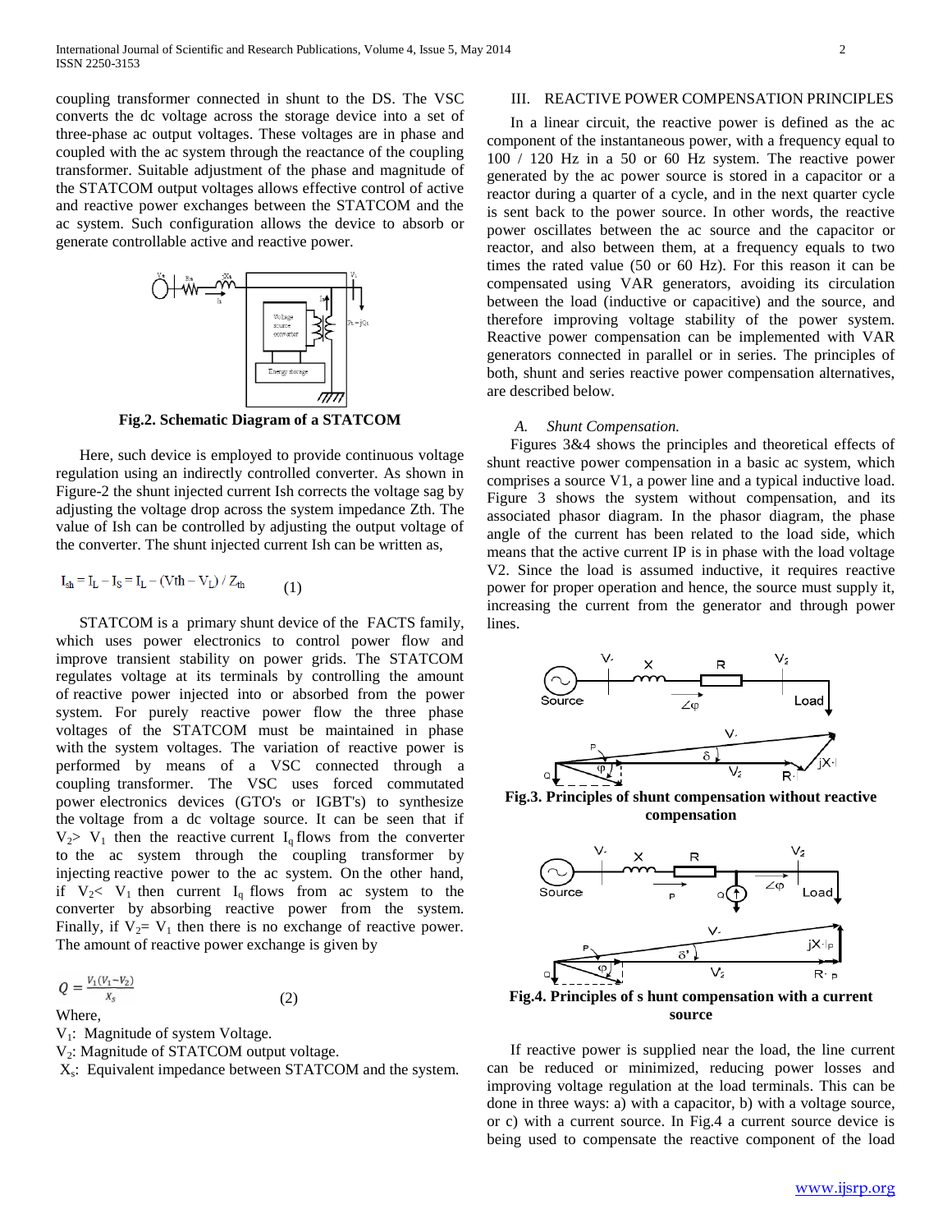coupling transformer connected in shunt to the DS. The VSC converts the dc voltage across the storage device into a set of three-phase ac output voltages. These voltages are in phase and coupled with the ac system through the reactance of the coupling transformer. Suitable adjustment of the phase and magnitude of the STATCOM output voltages allows effective control of active and reactive power exchanges between the STATCOM and the ac system. Such configuration allows the device to absorb or generate controllable active and reactive power.

**Fig.2. Schematic Diagram of a STATCOM**

Here, such device is employed to provide continuous voltage regulation using an indirectly controlled converter. As shown in Figure-2 the shunt injected current Ish corrects the voltage sag by adjusting the voltage drop across the system impedance Zth. The value of Ish can be controlled by adjusting the output voltage of the converter. The shunt injected current Ish can be written as,

$$I_{sh} = I_L - I_S = I_L - (Vth - V_L) / Z_{th} \quad (1)$$

STATCOM is a primary shunt device of the FACTS family, which uses power electronics to control power flow and improve transient stability on power grids. The STATCOM regulates voltage at its terminals by controlling the amount of reactive power injected into or absorbed from the power system. For purely reactive power flow the three phase voltages of the STATCOM must be maintained in phase with the system voltages. The variation of reactive power is performed by means of a VSC connected through a coupling transformer. The VSC uses forced commutated power electronics devices (GTO's or IGBT's) to synthesize the voltage from a dc voltage source. It can be seen that if $V_2 > V_1$ then the reactive current $I_q$ flows from the converter to the ac system through the coupling transformer by injecting reactive power to the ac system. On the other hand, if $V_2 < V_1$ then current $I_q$ flows from ac system to the converter by absorbing reactive power from the system. Finally, if $V_2 = V_1$ then there is no exchange of reactive power. The amount of reactive power exchange is given by

$$Q = \frac{V_1(V_1 - V_2)}{X_s} \quad (2)$$

Where,

$V_1$: Magnitude of system Voltage.

$V_2$: Magnitude of STATCOM output voltage.

$X_s$: Equivalent impedance between STATCOM and the system.

## III. REACTIVE POWER COMPENSATION PRINCIPLES

In a linear circuit, the reactive power is defined as the ac component of the instantaneous power, with a frequency equal to 100 / 120 Hz in a 50 or 60 Hz system. The reactive power generated by the ac power source is stored in a capacitor or a reactor during a quarter of a cycle, and in the next quarter cycle is sent back to the power source. In other words, the reactive power oscillates between the ac source and the capacitor or reactor, and also between them, at a frequency equals to two times the rated value (50 or 60 Hz). For this reason it can be compensated using VAR generators, avoiding its circulation between the load (inductive or capacitive) and the source, and therefore improving voltage stability of the power system. Reactive power compensation can be implemented with VAR generators connected in parallel or in series. The principles of both, shunt and series reactive power compensation alternatives, are described below.

### *A. Shunt Compensation.*

Figures 3&4 shows the principles and theoretical effects of shunt reactive power compensation in a basic ac system, which comprises a source V1, a power line and a typical inductive load. Figure 3 shows the system without compensation, and its associated phasor diagram. In the phasor diagram, the phase angle of the current has been related to the load side, which means that the active current IP is in phase with the load voltage V2. Since the load is assumed inductive, it requires reactive power for proper operation and hence, the source must supply it, increasing the current from the generator and through power lines.

**Fig.3. Principles of shunt compensation without reactive compensation**

**Fig.4. Principles of s hunt compensation with a current source**

If reactive power is supplied near the load, the line current can be reduced or minimized, reducing power losses and improving voltage regulation at the load terminals. This can be done in three ways: a) with a capacitor, b) with a voltage source, or c) with a current source. In Fig.4 a current source device is being used to compensate the reactive component of the load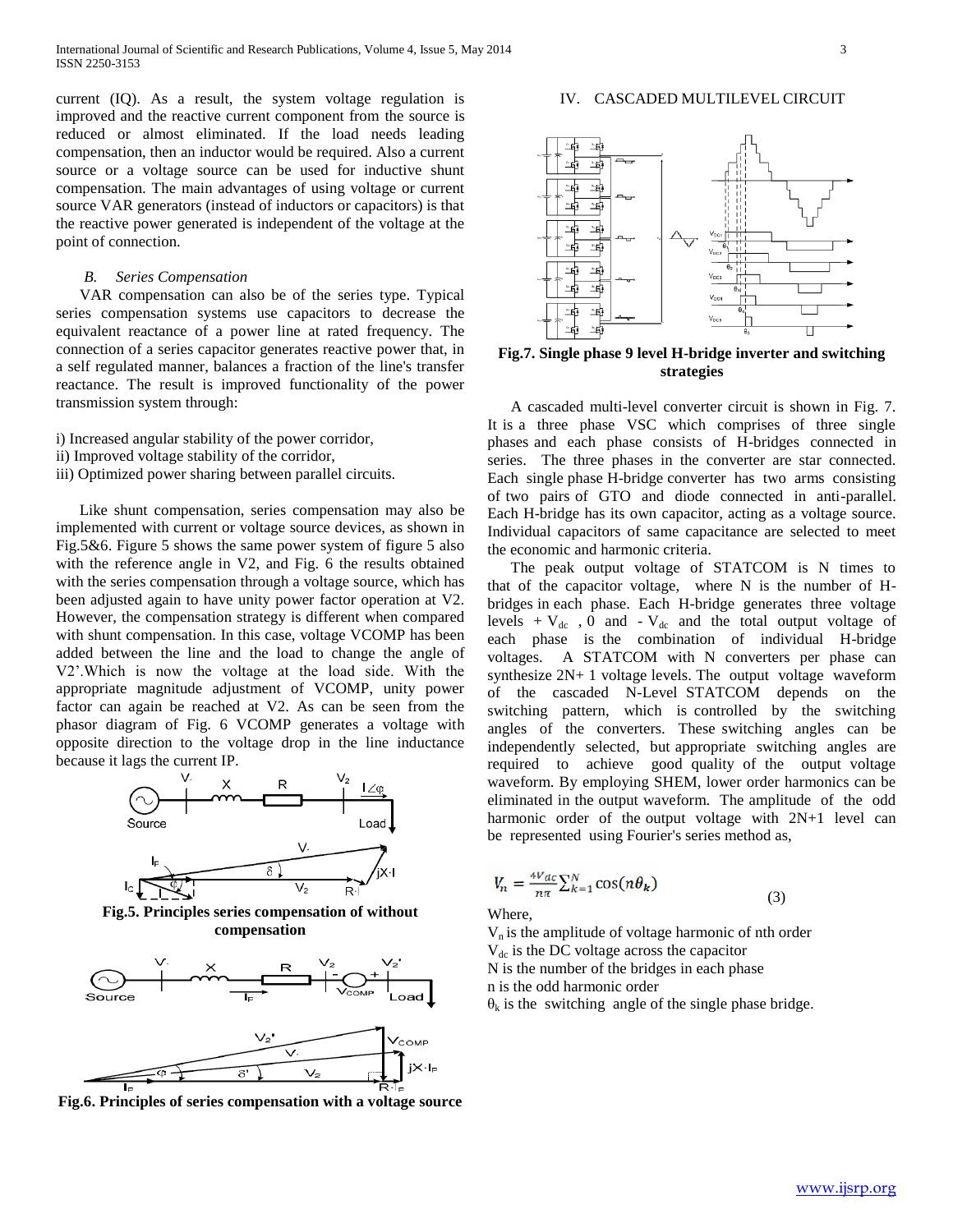current (IQ). As a result, the system voltage regulation is improved and the reactive current component from the source is reduced or almost eliminated. If the load needs leading compensation, then an inductor would be required. Also a current source or a voltage source can be used for inductive shunt compensation. The main advantages of using voltage or current source VAR generators (instead of inductors or capacitors) is that the reactive power generated is independent of the voltage at the point of connection.

### *B. Series Compensation*

VAR compensation can also be of the series type. Typical series compensation systems use capacitors to decrease the equivalent reactance of a power line at rated frequency. The connection of a series capacitor generates reactive power that, in a self regulated manner, balances a fraction of the line's transfer reactance. The result is improved functionality of the power transmission system through:

i) Increased angular stability of the power corridor,
ii) Improved voltage stability of the corridor,
iii) Optimized power sharing between parallel circuits.

Like shunt compensation, series compensation may also be implemented with current or voltage source devices, as shown in Fig.5&6. Figure 5 shows the same power system of figure 5 also with the reference angle in V2, and Fig. 6 the results obtained with the series compensation through a voltage source, which has been adjusted again to have unity power factor operation at V2. However, the compensation strategy is different when compared with shunt compensation. In this case, voltage VCOMP has been added between the line and the load to change the angle of V2'.Which is now the voltage at the load side. With the appropriate magnitude adjustment of VCOMP, unity power factor can again be reached at V2. As can be seen from the phasor diagram of Fig. 6 VCOMP generates a voltage with opposite direction to the voltage drop in the line inductance because it lags the current IP.

**Fig.5. Principles series compensation of without compensation**

**Fig.6. Principles of series compensation with a voltage source**

## IV. CASCADED MULTILEVEL CIRCUIT

**Fig.7. Single phase 9 level H-bridge inverter and switching strategies**

A cascaded multi-level converter circuit is shown in Fig. 7. It is a three phase VSC which comprises of three single phases and each phase consists of H-bridges connected in series. The three phases in the converter are star connected. Each single phase H-bridge converter has two arms consisting of two pairs of GTO and diode connected in anti-parallel. Each H-bridge has its own capacitor, acting as a voltage source. Individual capacitors of same capacitance are selected to meet the economic and harmonic criteria.

The peak output voltage of STATCOM is N times to that of the capacitor voltage, where N is the number of H-bridges in each phase. Each H-bridge generates three voltage levels $+V_{dc}$, 0 and $-V_{dc}$ and the total output voltage of each phase is the combination of individual H-bridge voltages. A STATCOM with N converters per phase can synthesize 2N+ 1 voltage levels. The output voltage waveform of the cascaded N-Level STATCOM depends on the switching pattern, which is controlled by the switching angles of the converters. These switching angles can be independently selected, but appropriate switching angles are required to achieve good quality of the output voltage waveform. By employing SHEM, lower order harmonics can be eliminated in the output waveform. The amplitude of the odd harmonic order of the output voltage with 2N+1 level can be represented using Fourier's series method as,

$$V_n = \frac{4V_{dc}}{n\pi}\sum_{k=1}^{N}\cos(n\theta_k) \tag{3}$$

Where,
$V_n$ is the amplitude of voltage harmonic of nth order
$V_{dc}$ is the DC voltage across the capacitor
N is the number of the bridges in each phase
n is the odd harmonic order
$\theta_k$ is the switching angle of the single phase bridge.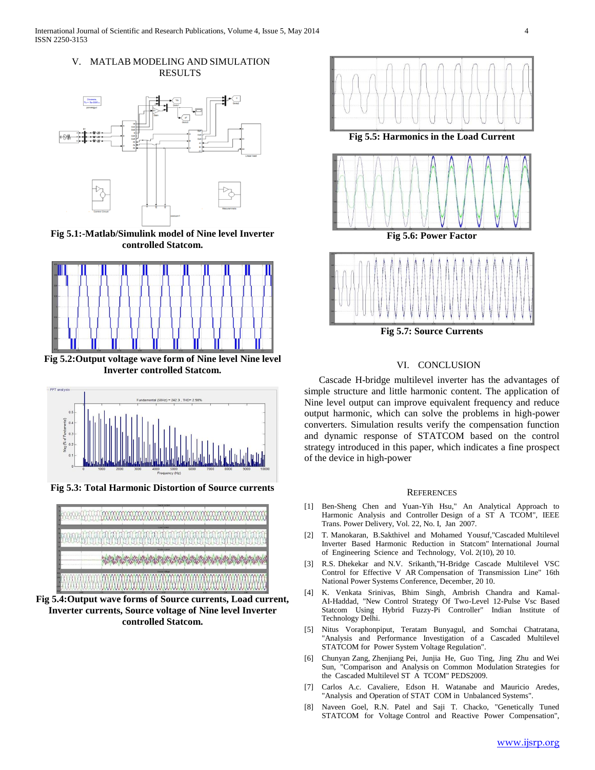## V. MATLAB MODELING AND SIMULATION RESULTS

Fig 5.1:-Matlab/Simulink model of Nine level Inverter controlled Statcom.

Fig 5.2:Output voltage wave form of Nine level Nine level Inverter controlled Statcom.

Fig 5.3: Total Harmonic Distortion of Source currents

Fig 5.4:Output wave forms of Source currents, Load current, Inverter currents, Source voltage of Nine level Inverter controlled Statcom.

Fig 5.5: Harmonics in the Load Current

Fig 5.6: Power Factor

Fig 5.7: Source Currents

## VI. CONCLUSION

Cascade H-bridge multilevel inverter has the advantages of simple structure and little harmonic content. The application of Nine level output can improve equivalent frequency and reduce output harmonic, which can solve the problems in high-power converters. Simulation results verify the compensation function and dynamic response of STATCOM based on the control strategy introduced in this paper, which indicates a fine prospect of the device in high-power

## REFERENCES

[1] Ben-Sheng Chen and Yuan-Yih Hsu," An Analytical Approach to Harmonic Analysis and Controller Design of a ST A TCOM", IEEE Trans. Power Delivery, Vol. 22, No. I, Jan 2007.

[2] T. Manokaran, B.Sakthivel and Mohamed Yousuf,"Cascaded Multilevel Inverter Based Harmonic Reduction in Statcom" International Journal of Engineering Science and Technology, Vol. 2(10), 20 10.

[3] R.S. Dhekekar and N.V. Srikanth,"H-Bridge Cascade Multilevel VSC Control for Effective V AR Compensation of Transmission Line" 16th National Power Systems Conference, December, 20 10.

[4] K. Venkata Srinivas, Bhim Singh, Ambrish Chandra and Kamal-AI-Haddad, "New Control Strategy Of Two-Level 12-Pulse Vsc Based Statcom Using Hybrid Fuzzy-Pi Controller" Indian Institute of Technology Delhi.

[5] Nitus Voraphonpiput, Teratam Bunyagul, and Somchai Chatratana, "Analysis and Performance Investigation of a Cascaded Multilevel STATCOM for Power System Voltage Regulation".

[6] Chunyan Zang, Zhenjiang Pei, Junjia He, Guo Ting, Jing Zhu and Wei Sun, "Comparison and Analysis on Common Modulation Strategies for the Cascaded Multilevel ST A TCOM" PEDS2009.

[7] Carlos A.c. Cavaliere, Edson H. Watanabe and Mauricio Aredes, "Analysis and Operation of STAT COM in Unbalanced Systems".

[8] Naveen Goel, R.N. Patel and Saji T. Chacko, "Genetically Tuned STATCOM for Voltage Control and Reactive Power Compensation",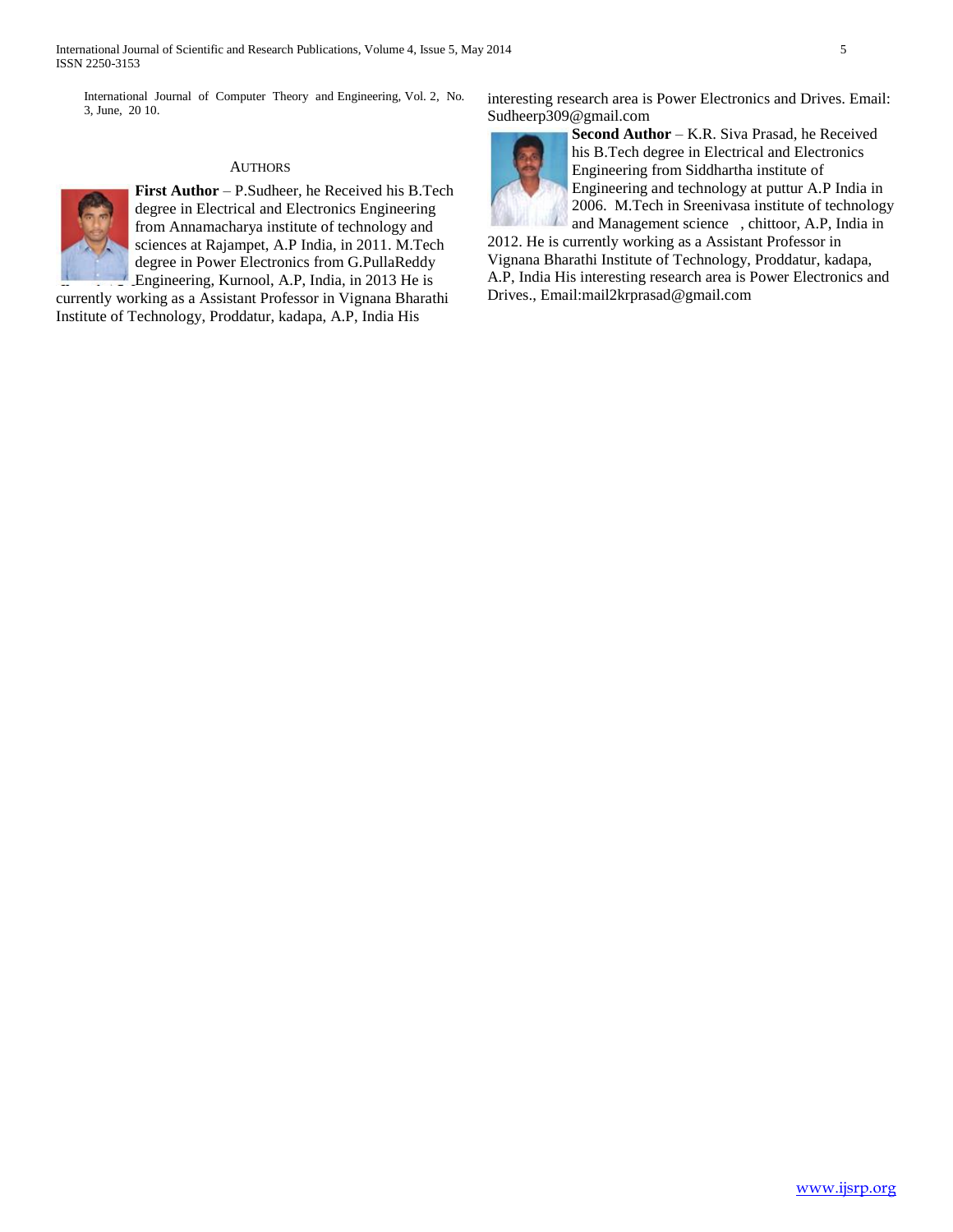International Journal of Computer Theory and Engineering, Vol. 2, No. 3, June, 20 10.

## AUTHORS

**First Author** – P.Sudheer, he Received his B.Tech degree in Electrical and Electronics Engineering from Annamacharya institute of technology and sciences at Rajampet, A.P India, in 2011. M.Tech degree in Power Electronics from G.PullaReddy Engineering, Kurnool, A.P, India, in 2013 He is currently working as a Assistant Professor in Vignana Bharathi Institute of Technology, Proddatur, kadapa, A.P, India His interesting research area is Power Electronics and Drives. Email: Sudheerp309@gmail.com

**Second Author** – K.R. Siva Prasad, he Received his B.Tech degree in Electrical and Electronics Engineering from Siddhartha institute of Engineering and technology at puttur A.P India in 2006. M.Tech in Sreenivasa institute of technology and Management science , chittoor, A.P, India in 2012. He is currently working as a Assistant Professor in Vignana Bharathi Institute of Technology, Proddatur, kadapa, A.P, India His interesting research area is Power Electronics and Drives., Email:mail2krprasad@gmail.com